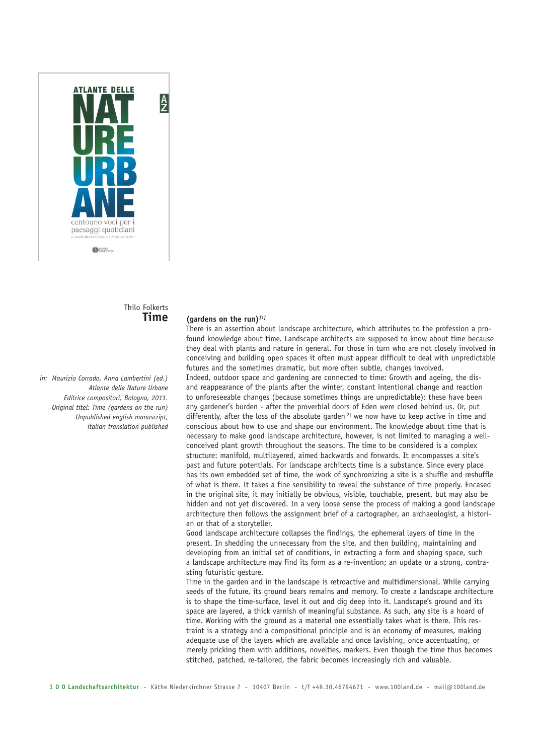Thilo Folkerts
# Time

*in: Maurizio Corrado, Anna Lambertini (ed.) Atlante delle Nature Urbane Editrice compositori, Bologna, 2011. Original titel: Time (gardens on the run) Unpublished english manuscript, italian translation published*

**(gardens on the run)** *[1]*

There is an assertion about landscape architecture, which attributes to the profession a profound knowledge about time. Landscape architects are supposed to know about time because they deal with plants and nature in general. For those in turn who are not closely involved in conceiving and building open spaces it often must appear difficult to deal with unpredictable futures and the sometimes dramatic, but more often subtle, changes involved.

Indeed, outdoor space and gardening are connected to time: Growth and ageing, the dis- and reappearance of the plants after the winter, constant intentional change and reaction to unforeseeable changes (because sometimes things are unpredictable): these have been any gardener's burden - after the proverbial doors of Eden were closed behind us. Or, put differently, after the loss of the absolute garden[2] we now have to keep active in time and conscious about how to use and shape our environment. The knowledge about time that is necessary to make good landscape architecture, however, is not limited to managing a well-conceived plant growth throughout the seasons. The time to be considered is a complex structure: manifold, multilayered, aimed backwards and forwards. It encompasses a site's past and future potentials. For landscape architects time is a substance. Since every place has its own embedded set of time, the work of synchronizing a site is a shuffle and reshuffle of what is there. It takes a fine sensibility to reveal the substance of time properly. Encased in the original site, it may initially be obvious, visible, touchable, present, but may also be hidden and not yet discovered. In a very loose sense the process of making a good landscape architecture then follows the assignment brief of a cartographer, an archaeologist, a historian or that of a storyteller.

Good landscape architecture collapses the findings, the ephemeral layers of time in the present. In shedding the unnecessary from the site, and then building, maintaining and developing from an initial set of conditions, in extracting a form and shaping space, such a landscape architecture may find its form as a re-invention; an update or a strong, contrasting futuristic gesture.

Time in the garden and in the landscape is retroactive and multidimensional. While carrying seeds of the future, its ground bears remains and memory. To create a landscape architecture is to shape the time-surface, level it out and dig deep into it. Landscape's ground and its space are layered, a thick varnish of meaningful substance. As such, any site is a hoard of time. Working with the ground as a material one essentially takes what is there. This restraint is a strategy and a compositional principle and is an economy of measures, making adequate use of the layers which are available and once lavishing, once accentuating, or merely pricking them with additions, novelties, markers. Even though the time thus becomes stitched, patched, re-tailored, the fabric becomes increasingly rich and valuable.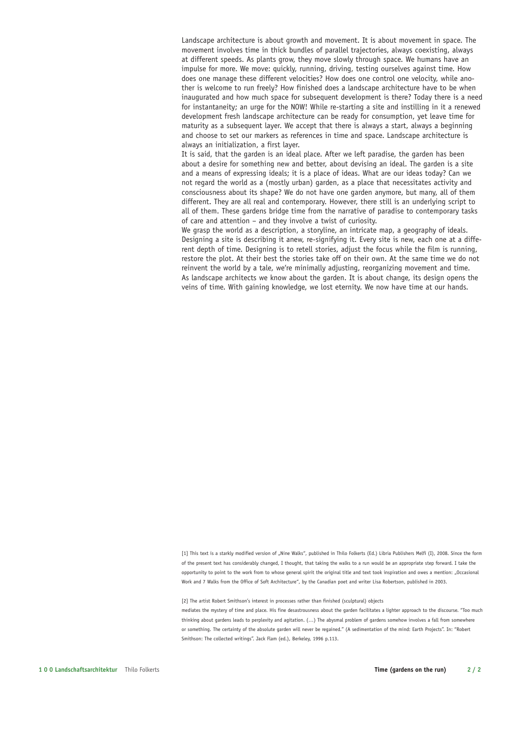Landscape architecture is about growth and movement. It is about movement in space. The movement involves time in thick bundles of parallel trajectories, always coexisting, always at different speeds. As plants grow, they move slowly through space. We humans have an impulse for more. We move: quickly, running, driving, testing ourselves against time. How does one manage these different velocities? How does one control one velocity, while another is welcome to run freely? How finished does a landscape architecture have to be when inaugurated and how much space for subsequent development is there? Today there is a need for instantaneity; an urge for the NOW! While re-starting a site and instilling in it a renewed development fresh landscape architecture can be ready for consumption, yet leave time for maturity as a subsequent layer. We accept that there is always a start, always a beginning and choose to set our markers as references in time and space. Landscape architecture is always an initialization, a first layer.

It is said, that the garden is an ideal place. After we left paradise, the garden has been about a desire for something new and better, about devising an ideal. The garden is a site and a means of expressing ideals; it is a place of ideas. What are our ideas today? Can we not regard the world as a (mostly urban) garden, as a place that necessitates activity and consciousness about its shape? We do not have one garden anymore, but many, all of them different. They are all real and contemporary. However, there still is an underlying script to all of them. These gardens bridge time from the narrative of paradise to contemporary tasks of care and attention – and they involve a twist of curiosity.

We grasp the world as a description, a storyline, an intricate map, a geography of ideals. Designing a site is describing it anew, re-signifying it. Every site is new, each one at a different depth of time. Designing is to retell stories, adjust the focus while the film is running, restore the plot. At their best the stories take off on their own. At the same time we do not reinvent the world by a tale, we're minimally adjusting, reorganizing movement and time.

As landscape architects we know about the garden. It is about change, its design opens the veins of time. With gaining knowledge, we lost eternity. We now have time at our hands.

[1] This text is a starkly modified version of „Nine Walks", published in Thilo Folkerts (Ed.) Libria Publishers Melfi (I), 2008. Since the form of the present text has considerably changed, I thought, that taking the walks to a run would be an appropriate step forward. I take the opportunity to point to the work from to whose general spirit the original title and text took inspiration and owes a mention: „Occasional Work and 7 Walks from the Office of Soft Architecture", by the Canadian poet and writer Lisa Robertson, published in 2003.

[2] The artist Robert Smithson's interest in processes rather than finished (sculptural) objects mediates the mystery of time and place. His fine desastrousness about the garden facilitates a lighter approach to the discourse. "Too much thinking about gardens leads to perplexity and agitation. (...) The abysmal problem of gardens somehow involves a fall from somewhere or something. The certainty of the absolute garden will never be regained." (A sedimentation of the mind: Earth Projects". In: "Robert Smithson: The collected writings". Jack Flam (ed.), Berkeley, 1996 p.113.